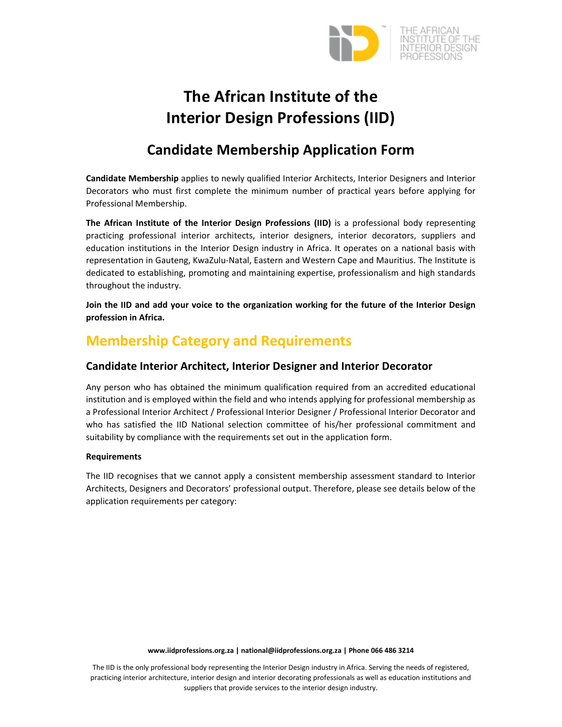# The African Institute of the Interior Design Professions (IID)

## Candidate Membership Application Form

**Candidate Membership** applies to newly qualified Interior Architects, Interior Designers and Interior Decorators who must first complete the minimum number of practical years before applying for Professional Membership.

**The African Institute of the Interior Design Professions (IID)** is a professional body representing practicing professional interior architects, interior designers, interior decorators, suppliers and education institutions in the Interior Design industry in Africa. It operates on a national basis with representation in Gauteng, KwaZulu-Natal, Eastern and Western Cape and Mauritius. The Institute is dedicated to establishing, promoting and maintaining expertise, professionalism and high standards throughout the industry.

**Join the IID and add your voice to the organization working for the future of the Interior Design profession in Africa.**

## Membership Category and Requirements

### Candidate Interior Architect, Interior Designer and Interior Decorator

Any person who has obtained the minimum qualification required from an accredited educational institution and is employed within the field and who intends applying for professional membership as a Professional Interior Architect / Professional Interior Designer / Professional Interior Decorator and who has satisfied the IID National selection committee of his/her professional commitment and suitability by compliance with the requirements set out in the application form.

**Requirements**

The IID recognises that we cannot apply a consistent membership assessment standard to Interior Architects, Designers and Decorators' professional output. Therefore, please see details below of the application requirements per category:

**www.iidprofessions.org.za | national@iidprofessions.org.za | Phone 066 486 3214**

The IID is the only professional body representing the Interior Design industry in Africa. Serving the needs of registered, practicing interior architecture, interior design and interior decorating professionals as well as education institutions and suppliers that provide services to the interior design industry.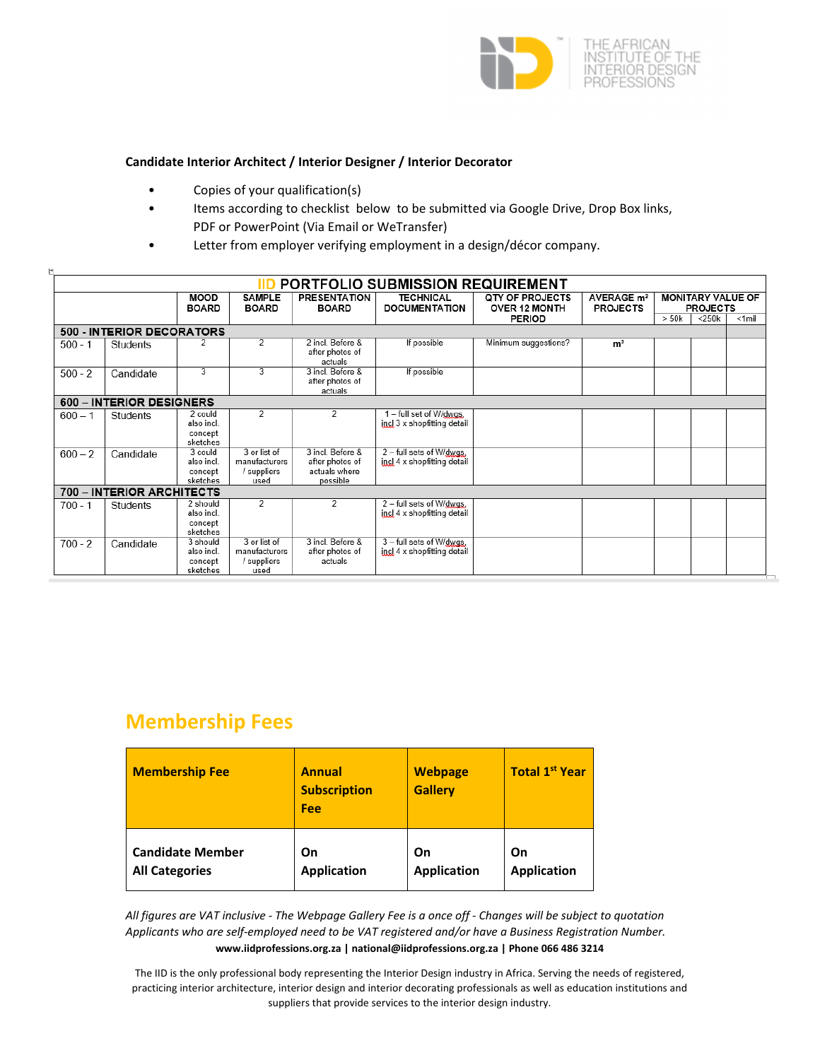**Candidate Interior Architect / Interior Designer / Interior Decorator**

- Copies of your qualification(s)
- Items according to checklist below to be submitted via Google Drive, Drop Box links, PDF or PowerPoint (Via Email or WeTransfer)
- Letter from employer verifying employment in a design/décor company.

| IID PORTFOLIO SUBMISSION REQUIREMENT | | | | | | | | | | |
|---|---|---|---|---|---|---|---|---|---|---|
| | | MOOD BOARD | SAMPLE BOARD | PRESENTATION BOARD | TECHNICAL DOCUMENTATION | QTY OF PROJECTS OVER 12 MONTH PERIOD | AVERAGE m² PROJECTS | MONITARY VALUE OF PROJECTS | | |
| | | | | | | | | > 50k | <250k | <1mil |
| **500 - INTERIOR DECORATORS** | | | | | | | | | | |
| 500 - 1 | Students | 2 | 2 | 2 incl. Before & after photos of actuals | If possible | Minimum suggestions? | m² | | | |
| 500 - 2 | Candidate | 3 | 3 | 3 incl. Before & after photos of actuals | If possible | | | | | |
| **600 – INTERIOR DESIGNERS** | | | | | | | | | | |
| 600 – 1 | Students | 2 could also incl. concept sketches | 2 | 2 | 1 – full set of W/dwgs. incl 3 x shopfitting detail | | | | | |
| 600 – 2 | Candidate | 3 could also incl. concept sketches | 3 or list of manufacturers / suppliers used | 3 incl. Before & after photos of actuals where possible | 2 – full sets of W/dwgs. incl 4 x shopfitting detail | | | | | |
| **700 – INTERIOR ARCHITECTS** | | | | | | | | | | |
| 700 - 1 | Students | 2 should also incl. concept sketches | 2 | 2 | 2 – full sets of W/dwgs. incl 4 x shopfitting detail | | | | | |
| 700 - 2 | Candidate | 3 should also incl. concept sketches | 3 or list of manufacturers / suppliers used | 3 incl. Before & after photos of actuals | 3 – full sets of W/dwgs. incl 4 x shopfitting detail | | | | | |

## Membership Fees

| Membership Fee | Annual Subscription Fee | Webpage Gallery | Total 1st Year |
|---|---|---|---|
| **Candidate Member All Categories** | **On Application** | **On Application** | **On Application** |

*All figures are VAT inclusive - The Webpage Gallery Fee is a once off - Changes will be subject to quotation*
*Applicants who are self-employed need to be VAT registered and/or have a Business Registration Number.*

**www.iidprofessions.org.za | national@iidprofessions.org.za | Phone 066 486 3214**

The IID is the only professional body representing the Interior Design industry in Africa. Serving the needs of registered, practicing interior architecture, interior design and interior decorating professionals as well as education institutions and suppliers that provide services to the interior design industry.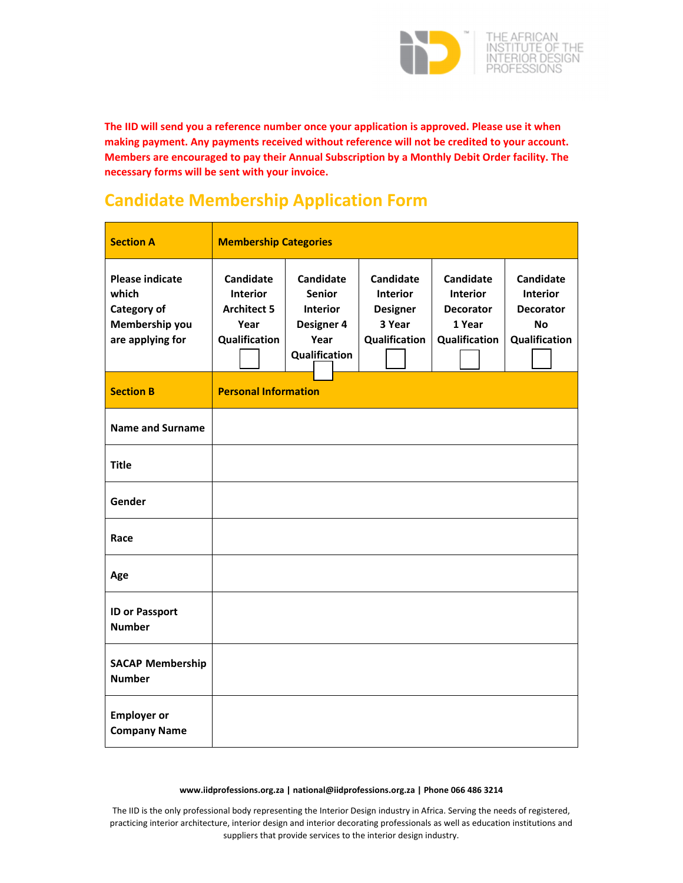**The IID will send you a reference number once your application is approved. Please use it when making payment. Any payments received without reference will not be credited to your account. Members are encouraged to pay their Annual Subscription by a Monthly Debit Order facility. The necessary forms will be sent with your invoice.**

## Candidate Membership Application Form

| **Section A** | **Membership Categories** | | | | |
|---|---|---|---|---|---|
| **Please indicate which Category of Membership you are applying for** | **Candidate Interior Architect 5 Year Qualification** ☐ | **Candidate Senior Interior Designer 4 Year Qualification** ☐ | **Candidate Interior Designer 3 Year Qualification** ☐ | **Candidate Interior Decorator 1 Year Qualification** ☐ | **Candidate Interior Decorator No Qualification** ☐ |
| **Section B** | **Personal Information** | | | | |
| **Name and Surname** | | | | | |
| **Title** | | | | | |
| **Gender** | | | | | |
| **Race** | | | | | |
| **Age** | | | | | |
| **ID or Passport Number** | | | | | |
| **SACAP Membership Number** | | | | | |
| **Employer or Company Name** | | | | | |

**www.iidprofessions.org.za | national@iidprofessions.org.za | Phone 066 486 3214**

The IID is the only professional body representing the Interior Design industry in Africa. Serving the needs of registered, practicing interior architecture, interior design and interior decorating professionals as well as education institutions and suppliers that provide services to the interior design industry.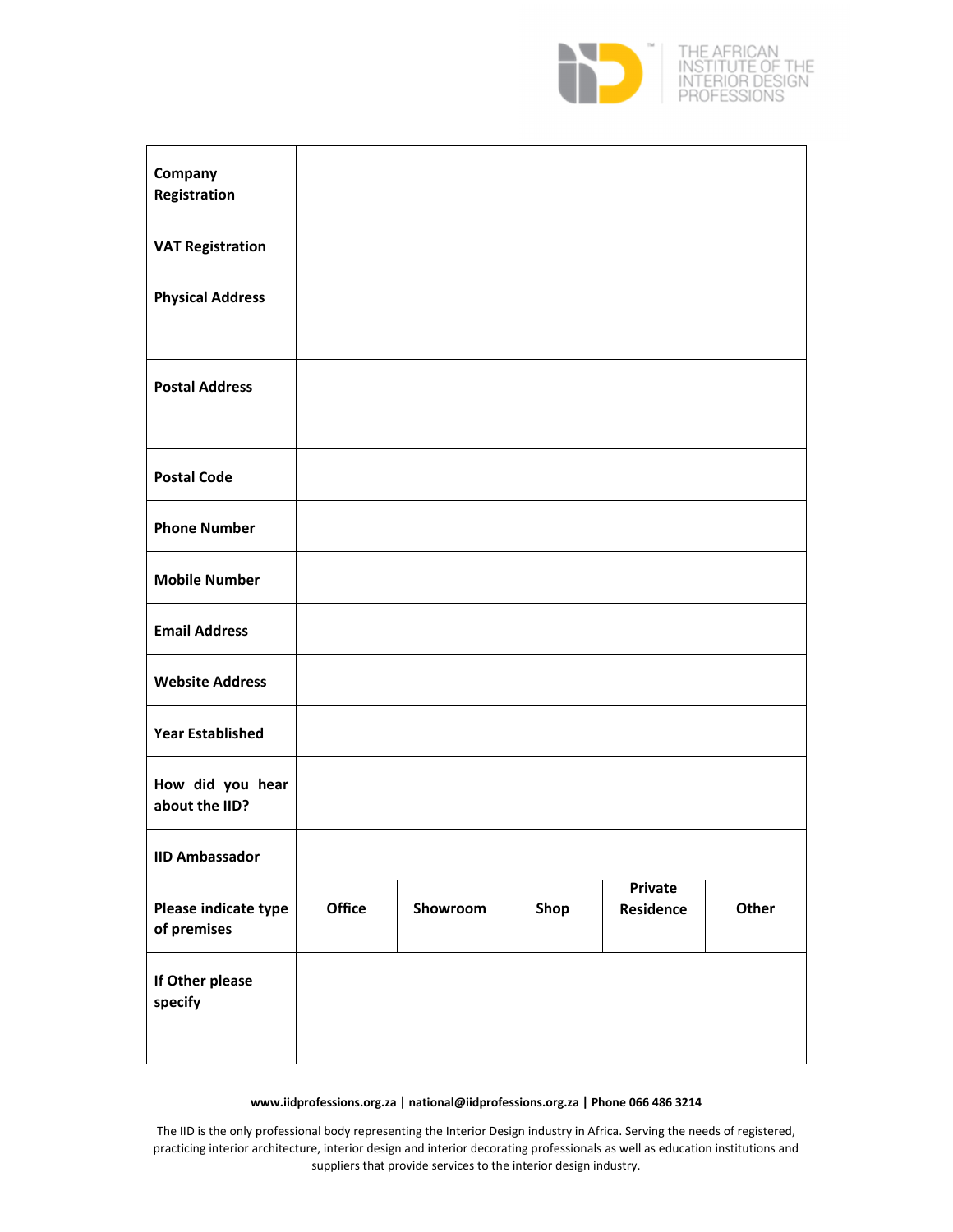| | | | | | |
|---|---|---|---|---|---|
| **Company Registration** | | | | | |
| **VAT Registration** | | | | | |
| **Physical Address** | | | | | |
| **Postal Address** | | | | | |
| **Postal Code** | | | | | |
| **Phone Number** | | | | | |
| **Mobile Number** | | | | | |
| **Email Address** | | | | | |
| **Website Address** | | | | | |
| **Year Established** | | | | | |
| **How did you hear about the IID?** | | | | | |
| **IID Ambassador** | | | | | |
| **Please indicate type of premises** | **Office** | **Showroom** | **Shop** | **Private Residence** | **Other** |
| **If Other please specify** | | | | | |

**www.iidprofessions.org.za | national@iidprofessions.org.za | Phone 066 486 3214**

The IID is the only professional body representing the Interior Design industry in Africa. Serving the needs of registered, practicing interior architecture, interior design and interior decorating professionals as well as education institutions and suppliers that provide services to the interior design industry.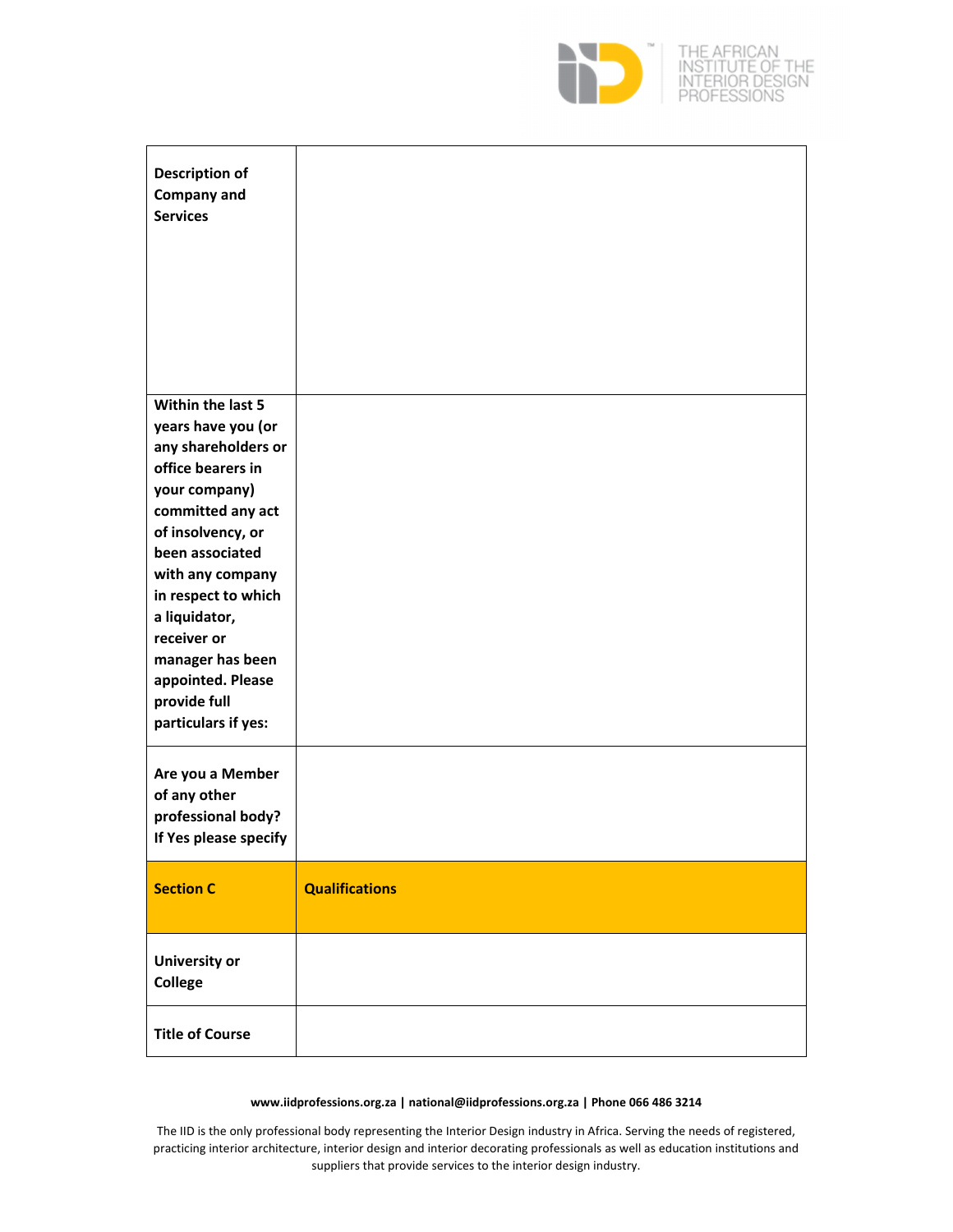| | |
|---|---|
| **Description of Company and Services** | |
| **Within the last 5 years have you (or any shareholders or office bearers in your company) committed any act of insolvency, or been associated with any company in respect to which a liquidator, receiver or manager has been appointed. Please provide full particulars if yes:** | |
| **Are you a Member of any other professional body? If Yes please specify** | |
| **Section C** | **Qualifications** |
| **University or College** | |
| **Title of Course** | |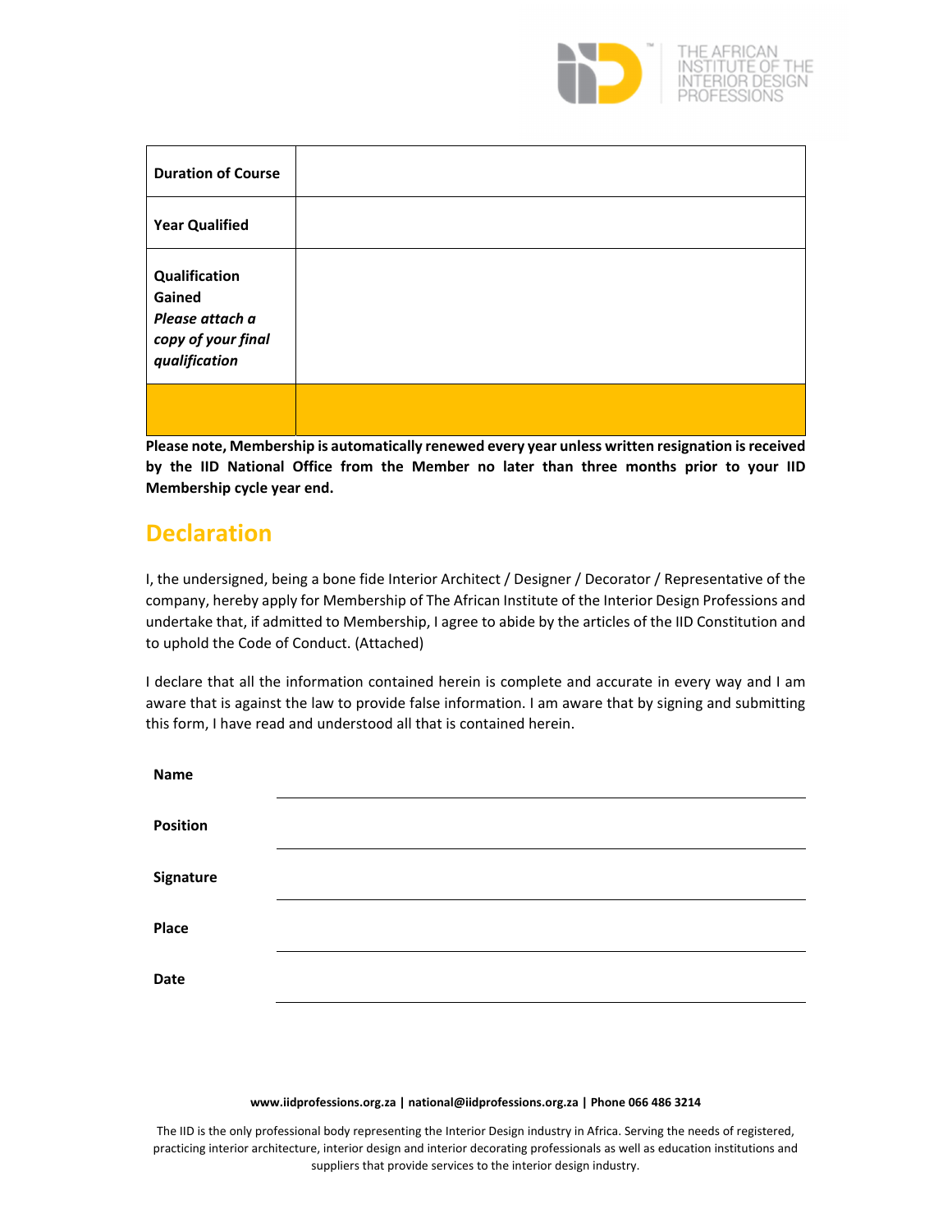| | |
|---|---|
| **Duration of Course** | |
| **Year Qualified** | |
| **Qualification Gained** ***Please attach a copy of your final qualification*** | |
| | |

**Please note, Membership is automatically renewed every year unless written resignation is received by the IID National Office from the Member no later than three months prior to your IID Membership cycle year end.**

## Declaration

I, the undersigned, being a bone fide Interior Architect / Designer / Decorator / Representative of the company, hereby apply for Membership of The African Institute of the Interior Design Professions and undertake that, if admitted to Membership, I agree to abide by the articles of the IID Constitution and to uphold the Code of Conduct. (Attached)

I declare that all the information contained herein is complete and accurate in every way and I am aware that is against the law to provide false information. I am aware that by signing and submitting this form, I have read and understood all that is contained herein.

**Name** ______________________________

**Position** ______________________________

**Signature** ______________________________

**Place** ______________________________

**Date** ______________________________

**www.iidprofessions.org.za | national@iidprofessions.org.za | Phone 066 486 3214**

The IID is the only professional body representing the Interior Design industry in Africa. Serving the needs of registered, practicing interior architecture, interior design and interior decorating professionals as well as education institutions and suppliers that provide services to the interior design industry.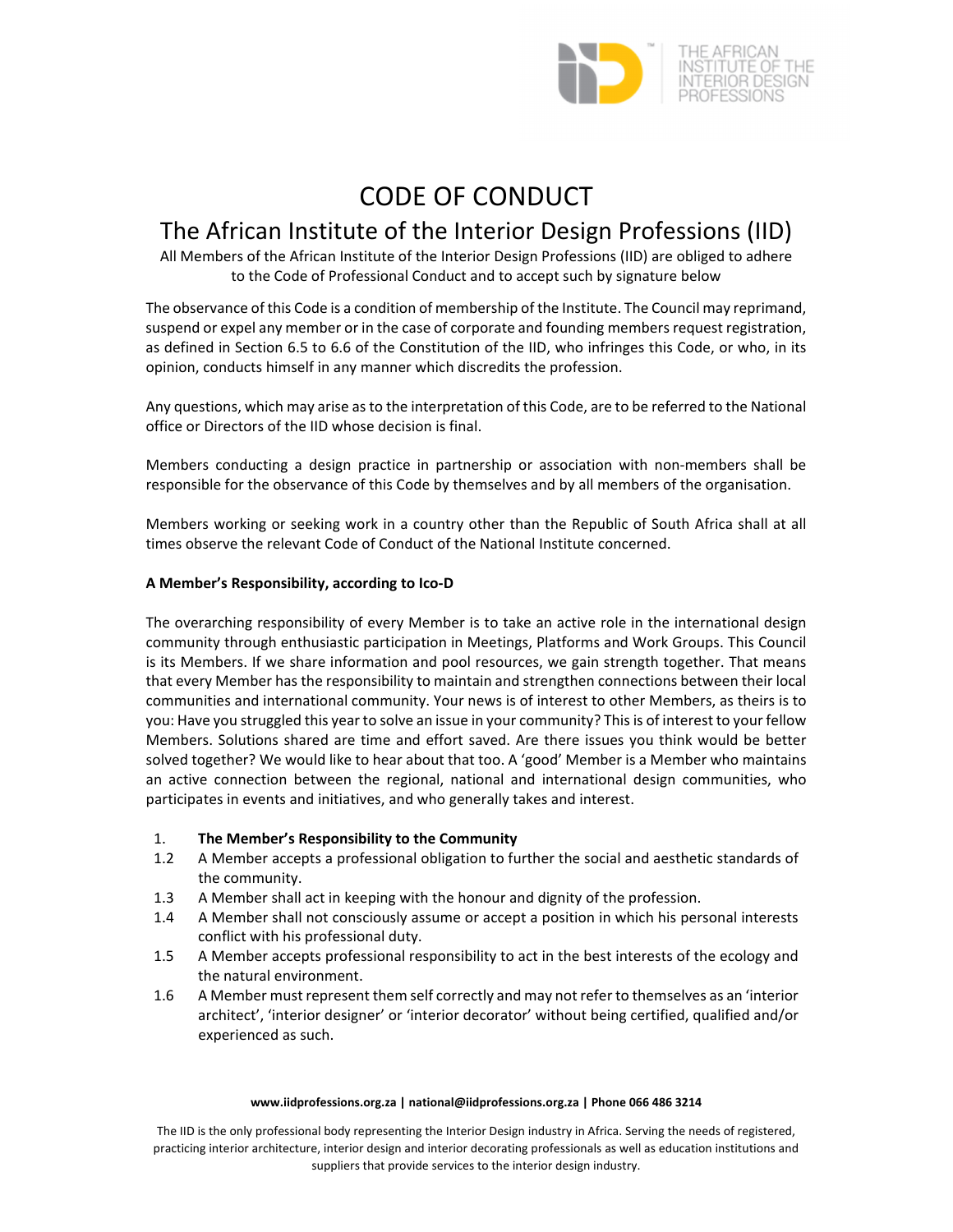# CODE OF CONDUCT

## The African Institute of the Interior Design Professions (IID)

All Members of the African Institute of the Interior Design Professions (IID) are obliged to adhere to the Code of Professional Conduct and to accept such by signature below

The observance of this Code is a condition of membership of the Institute. The Council may reprimand, suspend or expel any member or in the case of corporate and founding members request registration, as defined in Section 6.5 to 6.6 of the Constitution of the IID, who infringes this Code, or who, in its opinion, conducts himself in any manner which discredits the profession.

Any questions, which may arise as to the interpretation of this Code, are to be referred to the National office or Directors of the IID whose decision is final.

Members conducting a design practice in partnership or association with non-members shall be responsible for the observance of this Code by themselves and by all members of the organisation.

Members working or seeking work in a country other than the Republic of South Africa shall at all times observe the relevant Code of Conduct of the National Institute concerned.

**A Member's Responsibility, according to Ico-D**

The overarching responsibility of every Member is to take an active role in the international design community through enthusiastic participation in Meetings, Platforms and Work Groups. This Council is its Members. If we share information and pool resources, we gain strength together. That means that every Member has the responsibility to maintain and strengthen connections between their local communities and international community. Your news is of interest to other Members, as theirs is to you: Have you struggled this year to solve an issue in your community? This is of interest to your fellow Members. Solutions shared are time and effort saved. Are there issues you think would be better solved together? We would like to hear about that too. A 'good' Member is a Member who maintains an active connection between the regional, national and international design communities, who participates in events and initiatives, and who generally takes and interest.

1. **The Member's Responsibility to the Community**

1.2 A Member accepts a professional obligation to further the social and aesthetic standards of the community.

1.3 A Member shall act in keeping with the honour and dignity of the profession.

1.4 A Member shall not consciously assume or accept a position in which his personal interests conflict with his professional duty.

1.5 A Member accepts professional responsibility to act in the best interests of the ecology and the natural environment.

1.6 A Member must represent them self correctly and may not refer to themselves as an 'interior architect', 'interior designer' or 'interior decorator' without being certified, qualified and/or experienced as such.

**www.iidprofessions.org.za | national@iidprofessions.org.za | Phone 066 486 3214**

The IID is the only professional body representing the Interior Design industry in Africa. Serving the needs of registered, practicing interior architecture, interior design and interior decorating professionals as well as education institutions and suppliers that provide services to the interior design industry.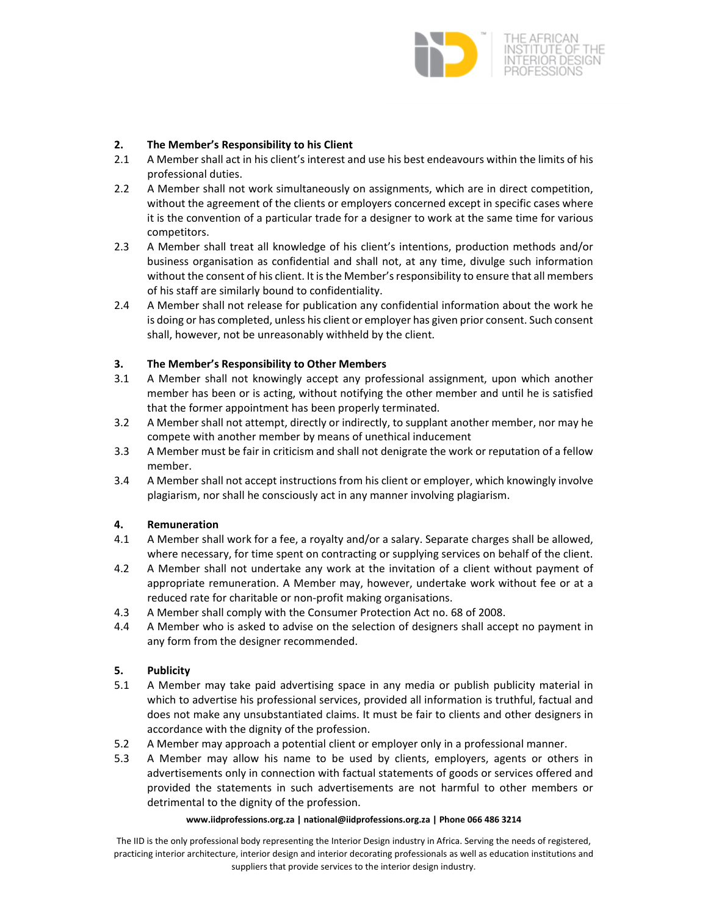## 2. The Member's Responsibility to his Client

2.1 A Member shall act in his client's interest and use his best endeavours within the limits of his professional duties.

2.2 A Member shall not work simultaneously on assignments, which are in direct competition, without the agreement of the clients or employers concerned except in specific cases where it is the convention of a particular trade for a designer to work at the same time for various competitors.

2.3 A Member shall treat all knowledge of his client's intentions, production methods and/or business organisation as confidential and shall not, at any time, divulge such information without the consent of his client. It is the Member's responsibility to ensure that all members of his staff are similarly bound to confidentiality.

2.4 A Member shall not release for publication any confidential information about the work he is doing or has completed, unless his client or employer has given prior consent. Such consent shall, however, not be unreasonably withheld by the client.

## 3. The Member's Responsibility to Other Members

3.1 A Member shall not knowingly accept any professional assignment, upon which another member has been or is acting, without notifying the other member and until he is satisfied that the former appointment has been properly terminated.

3.2 A Member shall not attempt, directly or indirectly, to supplant another member, nor may he compete with another member by means of unethical inducement

3.3 A Member must be fair in criticism and shall not denigrate the work or reputation of a fellow member.

3.4 A Member shall not accept instructions from his client or employer, which knowingly involve plagiarism, nor shall he consciously act in any manner involving plagiarism.

## 4. Remuneration

4.1 A Member shall work for a fee, a royalty and/or a salary. Separate charges shall be allowed, where necessary, for time spent on contracting or supplying services on behalf of the client.

4.2 A Member shall not undertake any work at the invitation of a client without payment of appropriate remuneration. A Member may, however, undertake work without fee or at a reduced rate for charitable or non-profit making organisations.

4.3 A Member shall comply with the Consumer Protection Act no. 68 of 2008.

4.4 A Member who is asked to advise on the selection of designers shall accept no payment in any form from the designer recommended.

## 5. Publicity

5.1 A Member may take paid advertising space in any media or publish publicity material in which to advertise his professional services, provided all information is truthful, factual and does not make any unsubstantiated claims. It must be fair to clients and other designers in accordance with the dignity of the profession.

5.2 A Member may approach a potential client or employer only in a professional manner.

5.3 A Member may allow his name to be used by clients, employers, agents or others in advertisements only in connection with factual statements of goods or services offered and provided the statements in such advertisements are not harmful to other members or detrimental to the dignity of the profession.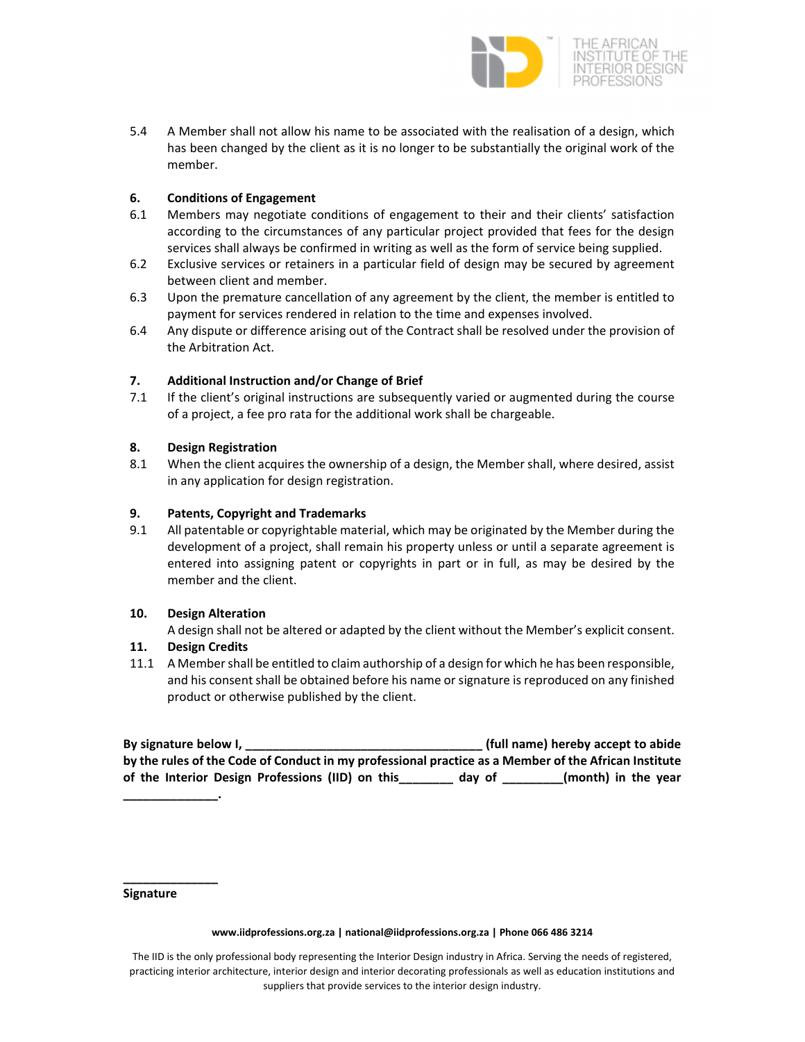5.4 A Member shall not allow his name to be associated with the realisation of a design, which has been changed by the client as it is no longer to be substantially the original work of the member.

**6. Conditions of Engagement**

6.1 Members may negotiate conditions of engagement to their and their clients' satisfaction according to the circumstances of any particular project provided that fees for the design services shall always be confirmed in writing as well as the form of service being supplied.

6.2 Exclusive services or retainers in a particular field of design may be secured by agreement between client and member.

6.3 Upon the premature cancellation of any agreement by the client, the member is entitled to payment for services rendered in relation to the time and expenses involved.

6.4 Any dispute or difference arising out of the Contract shall be resolved under the provision of the Arbitration Act.

**7. Additional Instruction and/or Change of Brief**

7.1 If the client's original instructions are subsequently varied or augmented during the course of a project, a fee pro rata for the additional work shall be chargeable.

**8. Design Registration**

8.1 When the client acquires the ownership of a design, the Member shall, where desired, assist in any application for design registration.

**9. Patents, Copyright and Trademarks**

9.1 All patentable or copyrightable material, which may be originated by the Member during the development of a project, shall remain his property unless or until a separate agreement is entered into assigning patent or copyrights in part or in full, as may be desired by the member and the client.

**10. Design Alteration**

A design shall not be altered or adapted by the client without the Member's explicit consent.

**11. Design Credits**

11.1 A Member shall be entitled to claim authorship of a design for which he has been responsible, and his consent shall be obtained before his name or signature is reproduced on any finished product or otherwise published by the client.

**By signature below I, ____________________________________ (full name) hereby accept to abide by the rules of the Code of Conduct in my professional practice as a Member of the African Institute of the Interior Design Professions (IID) on this________ day of _________(month) in the year ______________.**

**______________**
**Signature**

**www.iidprofessions.org.za | national@iidprofessions.org.za | Phone 066 486 3214**

The IID is the only professional body representing the Interior Design industry in Africa. Serving the needs of registered, practicing interior architecture, interior design and interior decorating professionals as well as education institutions and suppliers that provide services to the interior design industry.